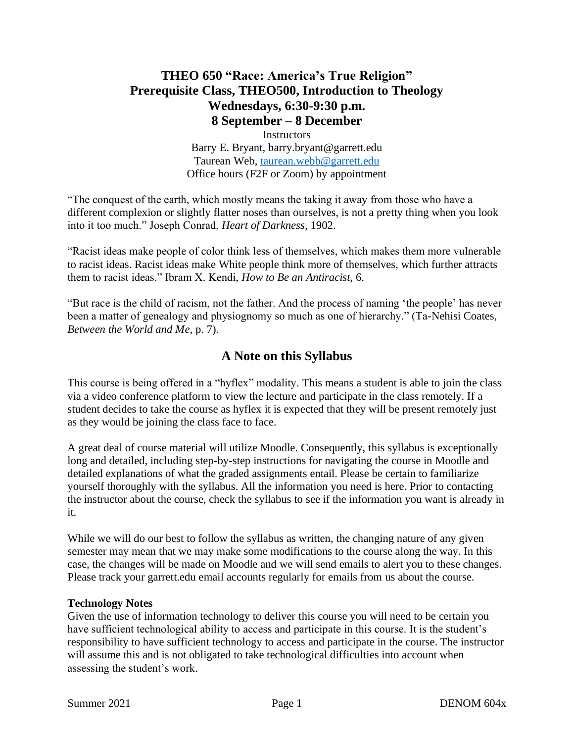# THEO 650 "Race: America's True Religion"
# Prerequisite Class, THEO500, Introduction to Theology
# Wednesdays, 6:30-9:30 p.m.
# 8 September – 8 December

Instructors
Barry E. Bryant, barry.bryant@garrett.edu
Taurean Web, taurean.webb@garrett.edu
Office hours (F2F or Zoom) by appointment

"The conquest of the earth, which mostly means the taking it away from those who have a different complexion or slightly flatter noses than ourselves, is not a pretty thing when you look into it too much." Joseph Conrad, *Heart of Darkness*, 1902.

"Racist ideas make people of color think less of themselves, which makes them more vulnerable to racist ideas. Racist ideas make White people think more of themselves, which further attracts them to racist ideas." Ibram X. Kendi, *How to Be an Antiracist*, 6.

"But race is the child of racism, not the father. And the process of naming 'the people' has never been a matter of genealogy and physiognomy so much as one of hierarchy." (Ta-Nehisi Coates, *Between the World and Me*, p. 7).

## A Note on this Syllabus

This course is being offered in a "hyflex" modality. This means a student is able to join the class via a video conference platform to view the lecture and participate in the class remotely. If a student decides to take the course as hyflex it is expected that they will be present remotely just as they would be joining the class face to face.

A great deal of course material will utilize Moodle. Consequently, this syllabus is exceptionally long and detailed, including step-by-step instructions for navigating the course in Moodle and detailed explanations of what the graded assignments entail. Please be certain to familiarize yourself thoroughly with the syllabus. All the information you need is here. Prior to contacting the instructor about the course, check the syllabus to see if the information you want is already in it.

While we will do our best to follow the syllabus as written, the changing nature of any given semester may mean that we may make some modifications to the course along the way. In this case, the changes will be made on Moodle and we will send emails to alert you to these changes. Please track your garrett.edu email accounts regularly for emails from us about the course.

**Technology Notes**
Given the use of information technology to deliver this course you will need to be certain you have sufficient technological ability to access and participate in this course. It is the student's responsibility to have sufficient technology to access and participate in the course. The instructor will assume this and is not obligated to take technological difficulties into account when assessing the student's work.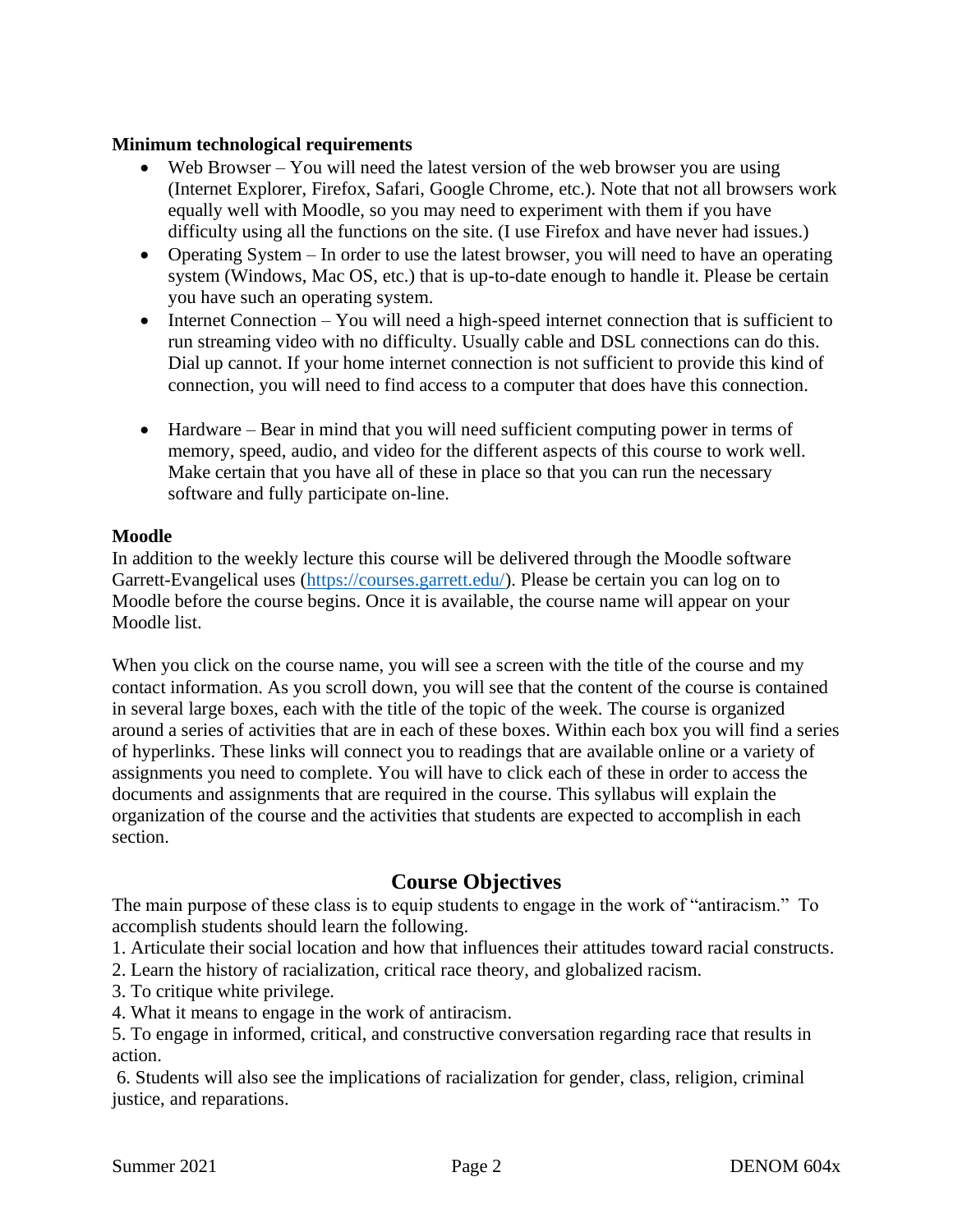**Minimum technological requirements**

- Web Browser – You will need the latest version of the web browser you are using (Internet Explorer, Firefox, Safari, Google Chrome, etc.). Note that not all browsers work equally well with Moodle, so you may need to experiment with them if you have difficulty using all the functions on the site. (I use Firefox and have never had issues.)
- Operating System – In order to use the latest browser, you will need to have an operating system (Windows, Mac OS, etc.) that is up-to-date enough to handle it. Please be certain you have such an operating system.
- Internet Connection – You will need a high-speed internet connection that is sufficient to run streaming video with no difficulty. Usually cable and DSL connections can do this. Dial up cannot. If your home internet connection is not sufficient to provide this kind of connection, you will need to find access to a computer that does have this connection.
- Hardware – Bear in mind that you will need sufficient computing power in terms of memory, speed, audio, and video for the different aspects of this course to work well. Make certain that you have all of these in place so that you can run the necessary software and fully participate on-line.

**Moodle**

In addition to the weekly lecture this course will be delivered through the Moodle software Garrett-Evangelical uses (https://courses.garrett.edu/). Please be certain you can log on to Moodle before the course begins. Once it is available, the course name will appear on your Moodle list.

When you click on the course name, you will see a screen with the title of the course and my contact information. As you scroll down, you will see that the content of the course is contained in several large boxes, each with the title of the topic of the week. The course is organized around a series of activities that are in each of these boxes. Within each box you will find a series of hyperlinks. These links will connect you to readings that are available online or a variety of assignments you need to complete. You will have to click each of these in order to access the documents and assignments that are required in the course. This syllabus will explain the organization of the course and the activities that students are expected to accomplish in each section.

## Course Objectives

The main purpose of these class is to equip students to engage in the work of "antiracism." To accomplish students should learn the following.

1. Articulate their social location and how that influences their attitudes toward racial constructs.
2. Learn the history of racialization, critical race theory, and globalized racism.
3. To critique white privilege.
4. What it means to engage in the work of antiracism.
5. To engage in informed, critical, and constructive conversation regarding race that results in action.
6. Students will also see the implications of racialization for gender, class, religion, criminal justice, and reparations.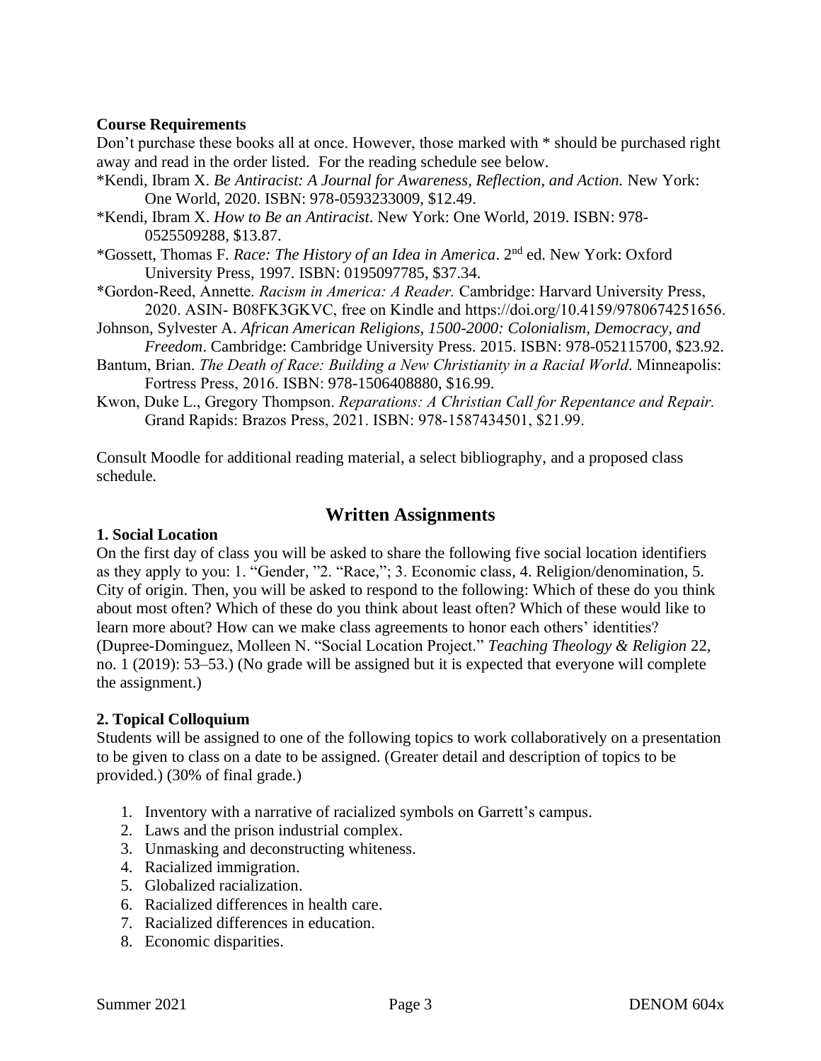**Course Requirements**

Don't purchase these books all at once. However, those marked with * should be purchased right away and read in the order listed. For the reading schedule see below.

*Kendi, Ibram X. *Be Antiracist: A Journal for Awareness, Reflection, and Action.* New York: One World, 2020. ISBN: 978-0593233009, $12.49.

*Kendi, Ibram X. *How to Be an Antiracist*. New York: One World, 2019. ISBN: 978-0525509288, $13.87.

*Gossett, Thomas F. *Race: The History of an Idea in America*. 2nd ed. New York: Oxford University Press, 1997. ISBN: 0195097785, $37.34.

*Gordon-Reed, Annette. *Racism in America: A Reader.* Cambridge: Harvard University Press, 2020. ASIN- B08FK3GKVC, free on Kindle and https://doi.org/10.4159/9780674251656.

Johnson, Sylvester A. *African American Religions, 1500-2000: Colonialism, Democracy, and Freedom*. Cambridge: Cambridge University Press. 2015. ISBN: 978-052115700, $23.92.

Bantum, Brian. *The Death of Race: Building a New Christianity in a Racial World*. Minneapolis: Fortress Press, 2016. ISBN: 978-1506408880, $16.99.

Kwon, Duke L., Gregory Thompson. *Reparations: A Christian Call for Repentance and Repair.* Grand Rapids: Brazos Press, 2021. ISBN: 978-1587434501, $21.99.

Consult Moodle for additional reading material, a select bibliography, and a proposed class schedule.

## Written Assignments

**1. Social Location**

On the first day of class you will be asked to share the following five social location identifiers as they apply to you: 1. "Gender, "2. "Race,"; 3. Economic class, 4. Religion/denomination, 5. City of origin. Then, you will be asked to respond to the following: Which of these do you think about most often? Which of these do you think about least often? Which of these would like to learn more about? How can we make class agreements to honor each others' identities? (Dupree-Dominguez, Molleen N. "Social Location Project." *Teaching Theology & Religion* 22, no. 1 (2019): 53–53.) (No grade will be assigned but it is expected that everyone will complete the assignment.)

**2. Topical Colloquium**

Students will be assigned to one of the following topics to work collaboratively on a presentation to be given to class on a date to be assigned. (Greater detail and description of topics to be provided.) (30% of final grade.)

1. Inventory with a narrative of racialized symbols on Garrett's campus.
2. Laws and the prison industrial complex.
3. Unmasking and deconstructing whiteness.
4. Racialized immigration.
5. Globalized racialization.
6. Racialized differences in health care.
7. Racialized differences in education.
8. Economic disparities.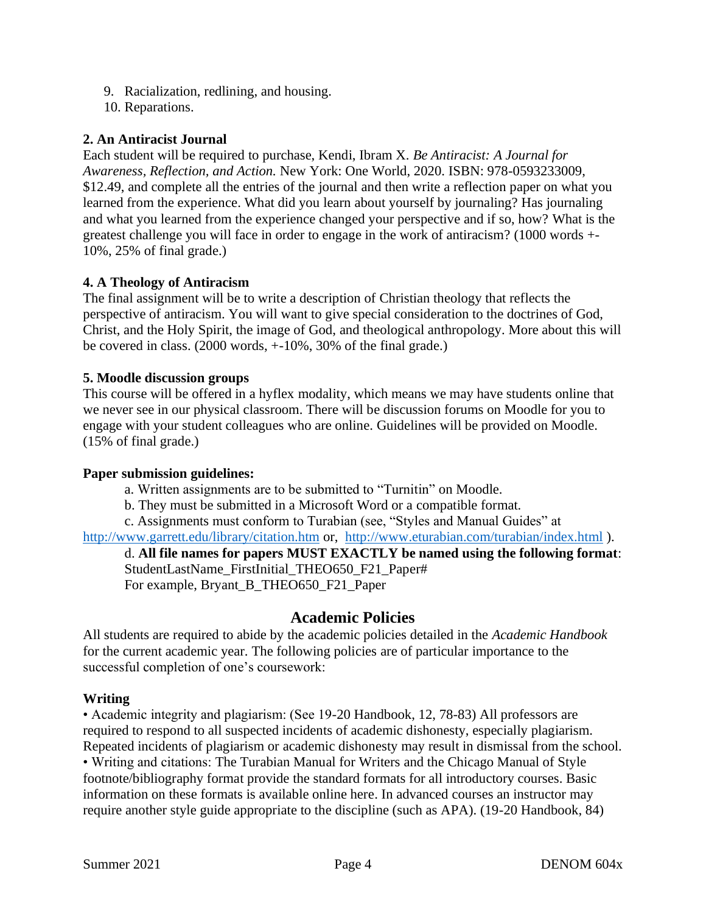9. Racialization, redlining, and housing.
10. Reparations.

**2. An Antiracist Journal**

Each student will be required to purchase, Kendi, Ibram X. *Be Antiracist: A Journal for Awareness, Reflection, and Action.* New York: One World, 2020. ISBN: 978-0593233009, $12.49, and complete all the entries of the journal and then write a reflection paper on what you learned from the experience. What did you learn about yourself by journaling? Has journaling and what you learned from the experience changed your perspective and if so, how? What is the greatest challenge you will face in order to engage in the work of antiracism? (1000 words +-10%, 25% of final grade.)

**4. A Theology of Antiracism**

The final assignment will be to write a description of Christian theology that reflects the perspective of antiracism. You will want to give special consideration to the doctrines of God, Christ, and the Holy Spirit, the image of God, and theological anthropology. More about this will be covered in class. (2000 words, +-10%, 30% of the final grade.)

**5. Moodle discussion groups**

This course will be offered in a hyflex modality, which means we may have students online that we never see in our physical classroom. There will be discussion forums on Moodle for you to engage with your student colleagues who are online. Guidelines will be provided on Moodle. (15% of final grade.)

**Paper submission guidelines:**

a. Written assignments are to be submitted to "Turnitin" on Moodle.

b. They must be submitted in a Microsoft Word or a compatible format.

c. Assignments must conform to Turabian (see, "Styles and Manual Guides" at http://www.garrett.edu/library/citation.htm or, http://www.eturabian.com/turabian/index.html ).

d. **All file names for papers MUST EXACTLY be named using the following format**: StudentLastName_FirstInitial_THEO650_F21_Paper#
For example, Bryant_B_THEO650_F21_Paper

## Academic Policies

All students are required to abide by the academic policies detailed in the *Academic Handbook* for the current academic year. The following policies are of particular importance to the successful completion of one's coursework:

**Writing**

• Academic integrity and plagiarism: (See 19-20 Handbook, 12, 78-83) All professors are required to respond to all suspected incidents of academic dishonesty, especially plagiarism. Repeated incidents of plagiarism or academic dishonesty may result in dismissal from the school.

• Writing and citations: The Turabian Manual for Writers and the Chicago Manual of Style footnote/bibliography format provide the standard formats for all introductory courses. Basic information on these formats is available online here. In advanced courses an instructor may require another style guide appropriate to the discipline (such as APA). (19-20 Handbook, 84)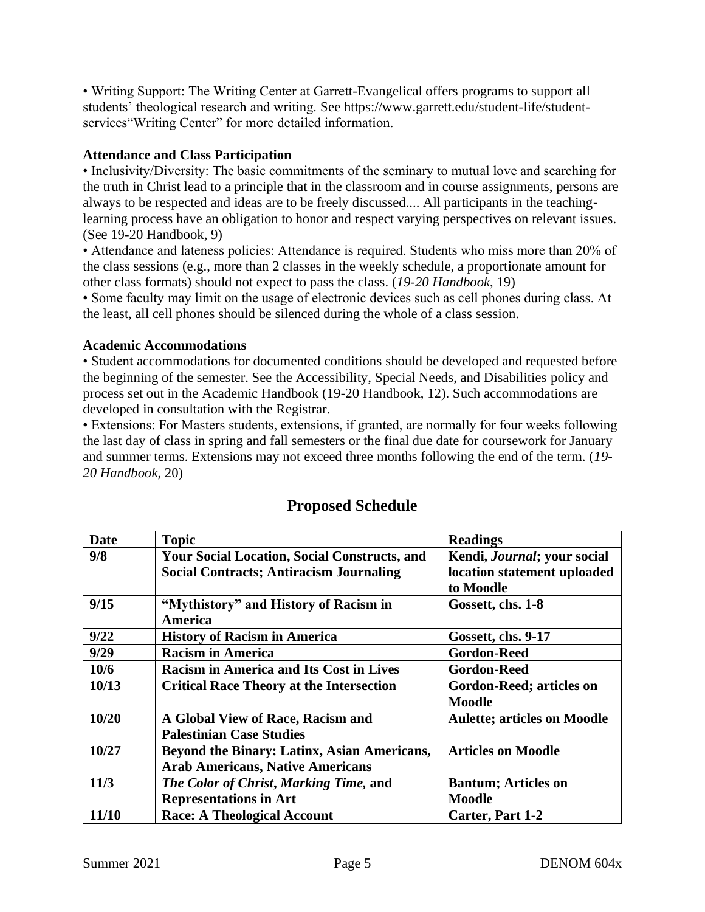• Writing Support: The Writing Center at Garrett-Evangelical offers programs to support all students' theological research and writing. See https://www.garrett.edu/student-life/student-services"Writing Center" for more detailed information.

**Attendance and Class Participation**

• Inclusivity/Diversity: The basic commitments of the seminary to mutual love and searching for the truth in Christ lead to a principle that in the classroom and in course assignments, persons are always to be respected and ideas are to be freely discussed.... All participants in the teaching-learning process have an obligation to honor and respect varying perspectives on relevant issues. (See 19-20 Handbook, 9)

• Attendance and lateness policies: Attendance is required. Students who miss more than 20% of the class sessions (e.g., more than 2 classes in the weekly schedule, a proportionate amount for other class formats) should not expect to pass the class. (*19-20 Handbook*, 19)

• Some faculty may limit on the usage of electronic devices such as cell phones during class. At the least, all cell phones should be silenced during the whole of a class session.

**Academic Accommodations**

• Student accommodations for documented conditions should be developed and requested before the beginning of the semester. See the Accessibility, Special Needs, and Disabilities policy and process set out in the Academic Handbook (19-20 Handbook, 12). Such accommodations are developed in consultation with the Registrar.

• Extensions: For Masters students, extensions, if granted, are normally for four weeks following the last day of class in spring and fall semesters or the final due date for coursework for January and summer terms. Extensions may not exceed three months following the end of the term. (*19-20 Handbook*, 20)

## Proposed Schedule

| Date | Topic | Readings |
|---|---|---|
| **9/8** | **Your Social Location, Social Constructs, and Social Contracts; Antiracism Journaling** | **Kendi, *Journal*; your social location statement uploaded to Moodle** |
| **9/15** | **"Mythistory" and History of Racism in America** | **Gossett, chs. 1-8** |
| **9/22** | **History of Racism in America** | **Gossett, chs. 9-17** |
| **9/29** | **Racism in America** | **Gordon-Reed** |
| **10/6** | **Racism in America and Its Cost in Lives** | **Gordon-Reed** |
| **10/13** | **Critical Race Theory at the Intersection** | **Gordon-Reed; articles on Moodle** |
| **10/20** | **A Global View of Race, Racism and Palestinian Case Studies** | **Aulette; articles on Moodle** |
| **10/27** | **Beyond the Binary: Latinx, Asian Americans, Arab Americans, Native Americans** | **Articles on Moodle** |
| **11/3** | ***The Color of Christ*, *Marking Time*, and Representations in Art** | **Bantum; Articles on Moodle** |
| **11/10** | **Race: A Theological Account** | **Carter, Part 1-2** |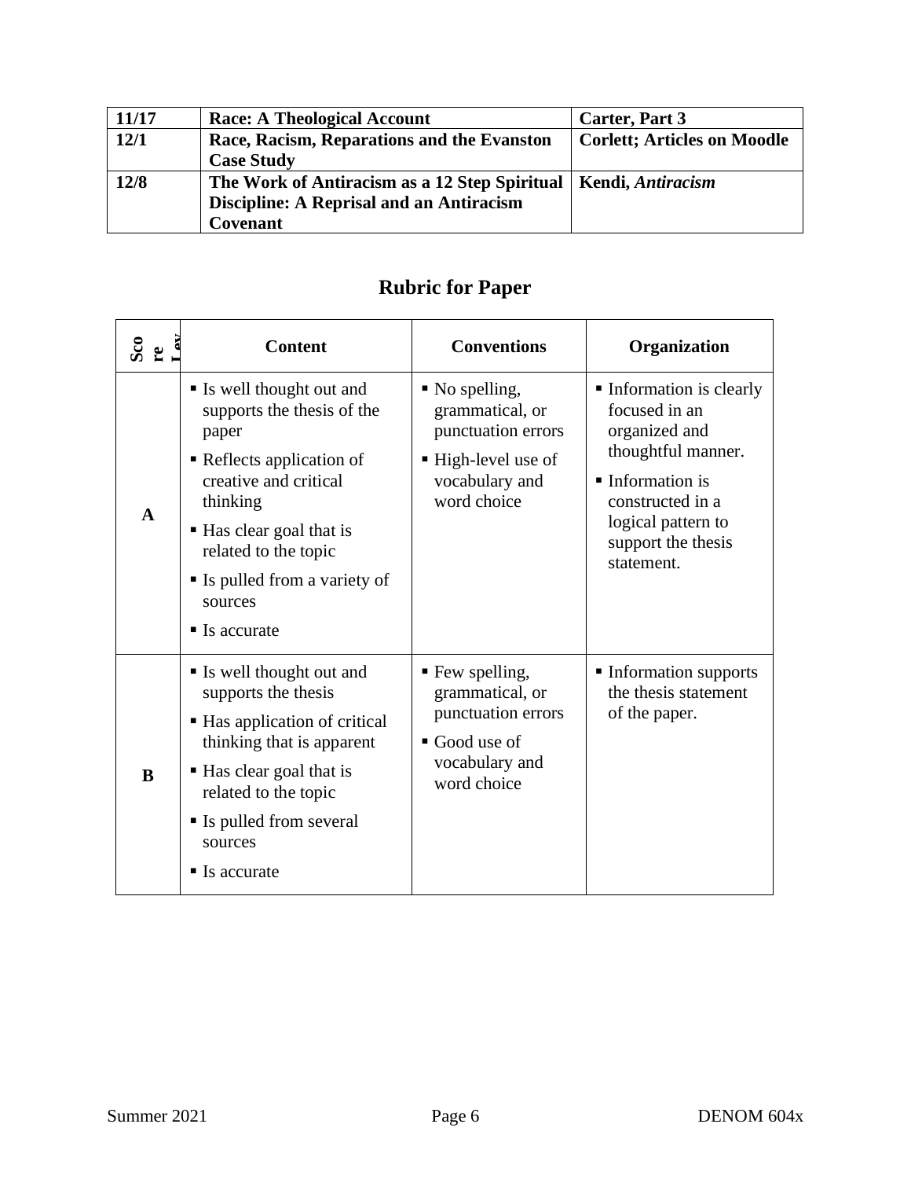| 11/17 | Race: A Theological Account | Carter, Part 3 |
|---|---|---|
| 12/1 | Race, Racism, Reparations and the Evanston Case Study | Corlett; Articles on Moodle |
| 12/8 | The Work of Antiracism as a 12 Step Spiritual Discipline: A Reprisal and an Antiracism Covenant | Kendi, *Antiracism* |

## Rubric for Paper

| Score Lev | Content | Conventions | Organization |
|---|---|---|---|
| **A** | ▪ Is well thought out and supports the thesis of the paper<br>▪ Reflects application of creative and critical thinking<br>▪ Has clear goal that is related to the topic<br>▪ Is pulled from a variety of sources<br>▪ Is accurate | ▪ No spelling, grammatical, or punctuation errors<br>▪ High-level use of vocabulary and word choice | ▪ Information is clearly focused in an organized and thoughtful manner.<br>▪ Information is constructed in a logical pattern to support the thesis statement. |
| **B** | ▪ Is well thought out and supports the thesis<br>▪ Has application of critical thinking that is apparent<br>▪ Has clear goal that is related to the topic<br>▪ Is pulled from several sources<br>▪ Is accurate | ▪ Few spelling, grammatical, or punctuation errors<br>▪ Good use of vocabulary and word choice | ▪ Information supports the thesis statement of the paper. |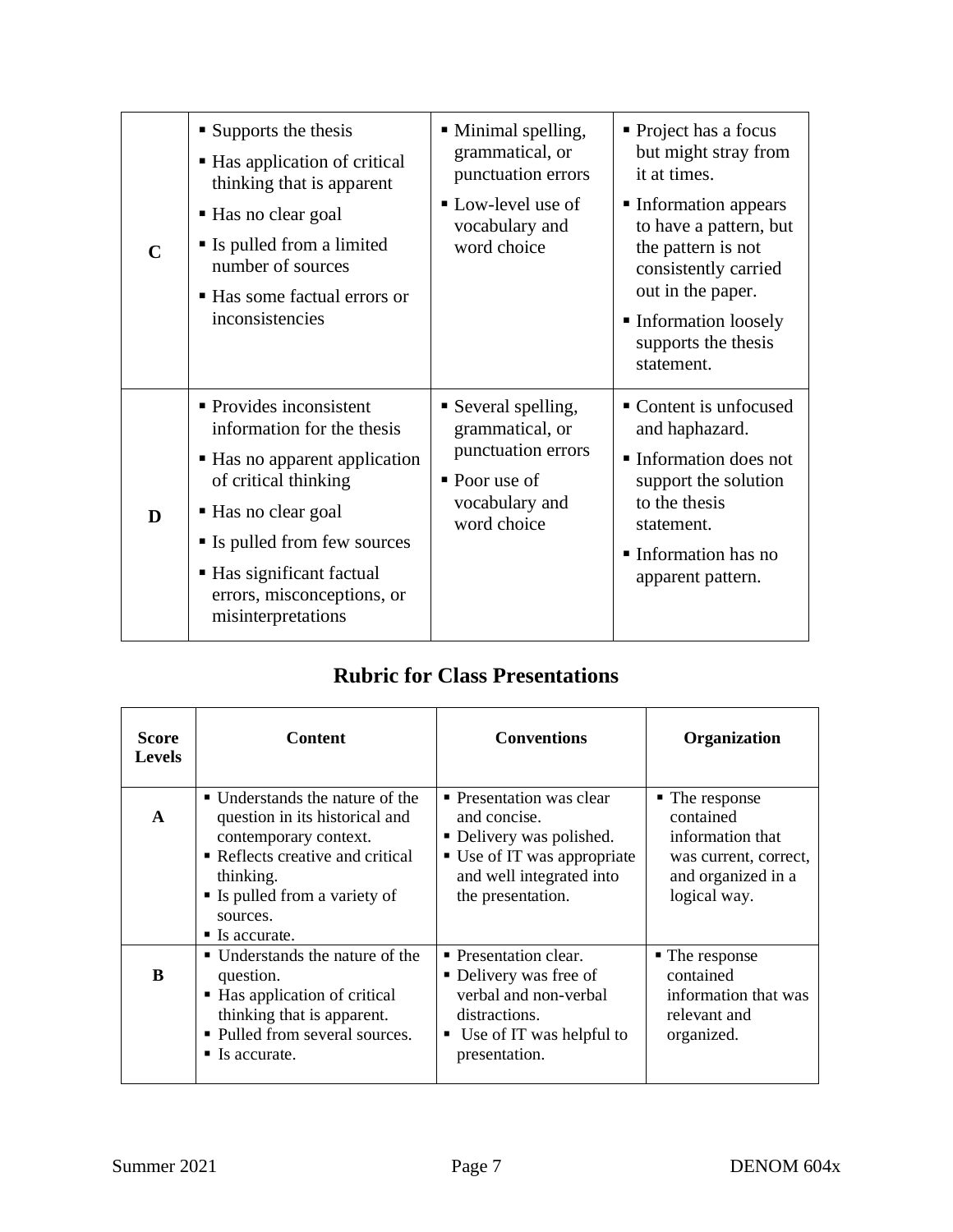| | | | |
|---|---|---|---|
| **C** | ▪ Supports the thesis<br>▪ Has application of critical thinking that is apparent<br>▪ Has no clear goal<br>▪ Is pulled from a limited number of sources<br>▪ Has some factual errors or inconsistencies | ▪ Minimal spelling, grammatical, or punctuation errors<br>▪ Low-level use of vocabulary and word choice | ▪ Project has a focus but might stray from it at times.<br>▪ Information appears to have a pattern, but the pattern is not consistently carried out in the paper.<br>▪ Information loosely supports the thesis statement. |
| **D** | ▪ Provides inconsistent information for the thesis<br>▪ Has no apparent application of critical thinking<br>▪ Has no clear goal<br>▪ Is pulled from few sources<br>▪ Has significant factual errors, misconceptions, or misinterpretations | ▪ Several spelling, grammatical, or punctuation errors<br>▪ Poor use of vocabulary and word choice | ▪ Content is unfocused and haphazard.<br>▪ Information does not support the solution to the thesis statement.<br>▪ Information has no apparent pattern. |

## Rubric for Class Presentations

| Score Levels | Content | Conventions | Organization |
|---|---|---|---|
| **A** | ▪ Understands the nature of the question in its historical and contemporary context.<br>▪ Reflects creative and critical thinking.<br>▪ Is pulled from a variety of sources.<br>▪ Is accurate. | ▪ Presentation was clear and concise.<br>▪ Delivery was polished.<br>▪ Use of IT was appropriate and well integrated into the presentation. | ▪ The response contained information that was current, correct, and organized in a logical way. |
| **B** | ▪ Understands the nature of the question.<br>▪ Has application of critical thinking that is apparent.<br>▪ Pulled from several sources.<br>▪ Is accurate. | ▪ Presentation clear.<br>▪ Delivery was free of verbal and non-verbal distractions.<br>▪ Use of IT was helpful to presentation. | ▪ The response contained information that was relevant and organized. |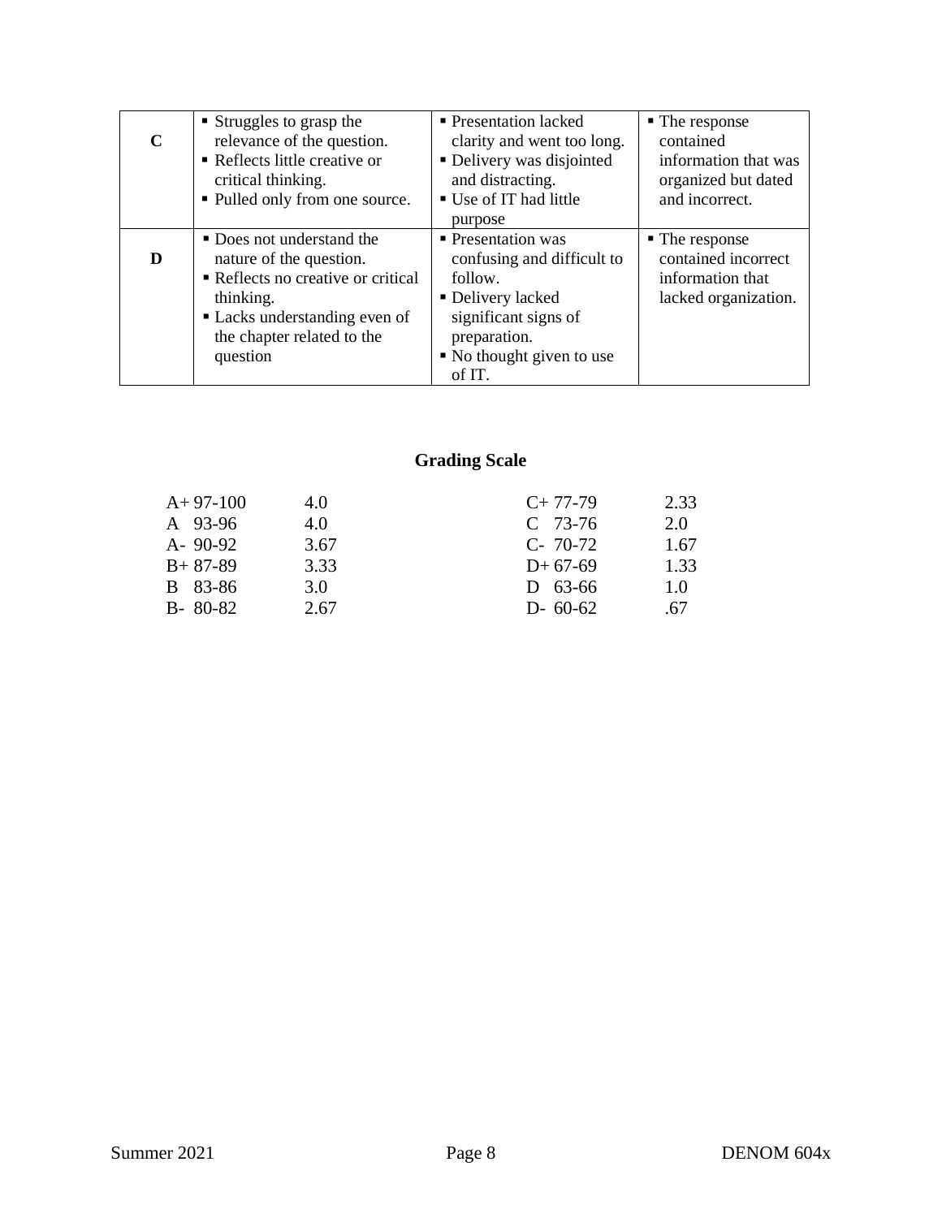| | | | |
|---|---|---|---|
| **C** | ▪ Struggles to grasp the relevance of the question.<br>▪ Reflects little creative or critical thinking.<br>▪ Pulled only from one source. | ▪ Presentation lacked clarity and went too long.<br>▪ Delivery was disjointed and distracting.<br>▪ Use of IT had little purpose | ▪ The response contained information that was organized but dated and incorrect. |
| **D** | ▪ Does not understand the nature of the question.<br>▪ Reflects no creative or critical thinking.<br>▪ Lacks understanding even of the chapter related to the question | ▪ Presentation was confusing and difficult to follow.<br>▪ Delivery lacked significant signs of preparation.<br>▪ No thought given to use of IT. | ▪ The response contained incorrect information that lacked organization. |

## Grading Scale

| | | | |
|---|---|---|---|
| A+ 97-100 | 4.0 | C+ 77-79 | 2.33 |
| A 93-96 | 4.0 | C 73-76 | 2.0 |
| A- 90-92 | 3.67 | C- 70-72 | 1.67 |
| B+ 87-89 | 3.33 | D+ 67-69 | 1.33 |
| B 83-86 | 3.0 | D 63-66 | 1.0 |
| B- 80-82 | 2.67 | D- 60-62 | .67 |